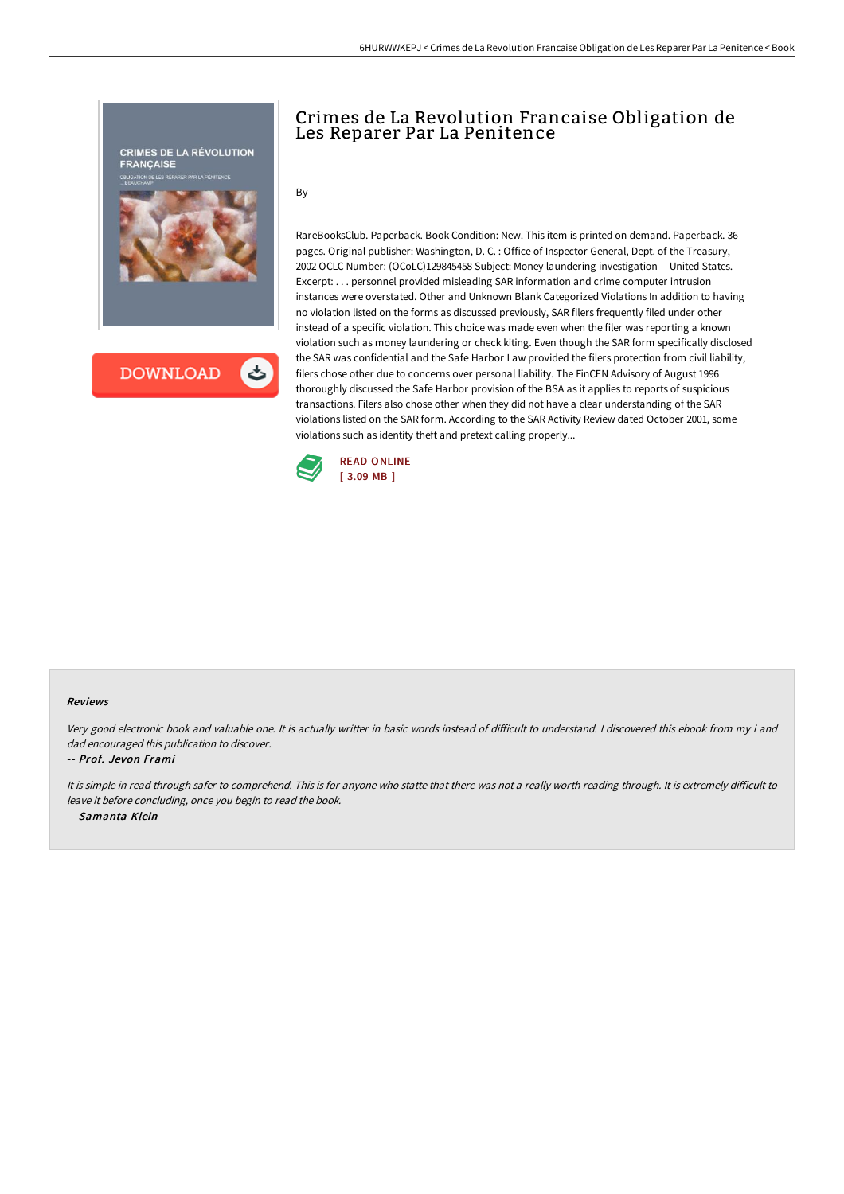# Crimes de La Revolution Francaise Obligation de Les Reparer Par La Penitence

By -

RareBooksClub. Paperback. Book Condition: New. This item is printed on demand. Paperback. 36 pages. Original publisher: Washington, D. C. : Office of Inspector General, Dept. of the Treasury, 2002 OCLC Number: (OCoLC)129845458 Subject: Money laundering investigation -- United States. Excerpt: . . . personnel provided misleading SAR information and crime computer intrusion instances were overstated. Other and Unknown Blank Categorized Violations In addition to having no violation listed on the forms as discussed previously, SAR filers frequently filed under other instead of a specific violation. This choice was made even when the filer was reporting a known violation such as money laundering or check kiting. Even though the SAR form specifically disclosed the SAR was confidential and the Safe Harbor Law provided the filers protection from civil liability, filers chose other due to concerns over personal liability. The FinCEN Advisory of August 1996 thoroughly discussed the Safe Harbor provision of the BSA as it applies to reports of suspicious transactions. Filers also chose other when they did not have a clear understanding of the SAR violations listed on the SAR form. According to the SAR Activity Review dated October 2001, some violations such as identity theft and pretext calling properly...

READ ONLINE
[ 3.09 MB ]

#### Reviews

*Very good electronic book and valuable one. It is actually writter in basic words instead of difficult to understand. I discovered this ebook from my i and dad encouraged this publication to discover.*

-- *Prof. Jevon Frami*

*It is simple in read through safer to comprehend. This is for anyone who statte that there was not a really worth reading through. It is extremely difficult to leave it before concluding, once you begin to read the book.*

-- *Samanta Klein*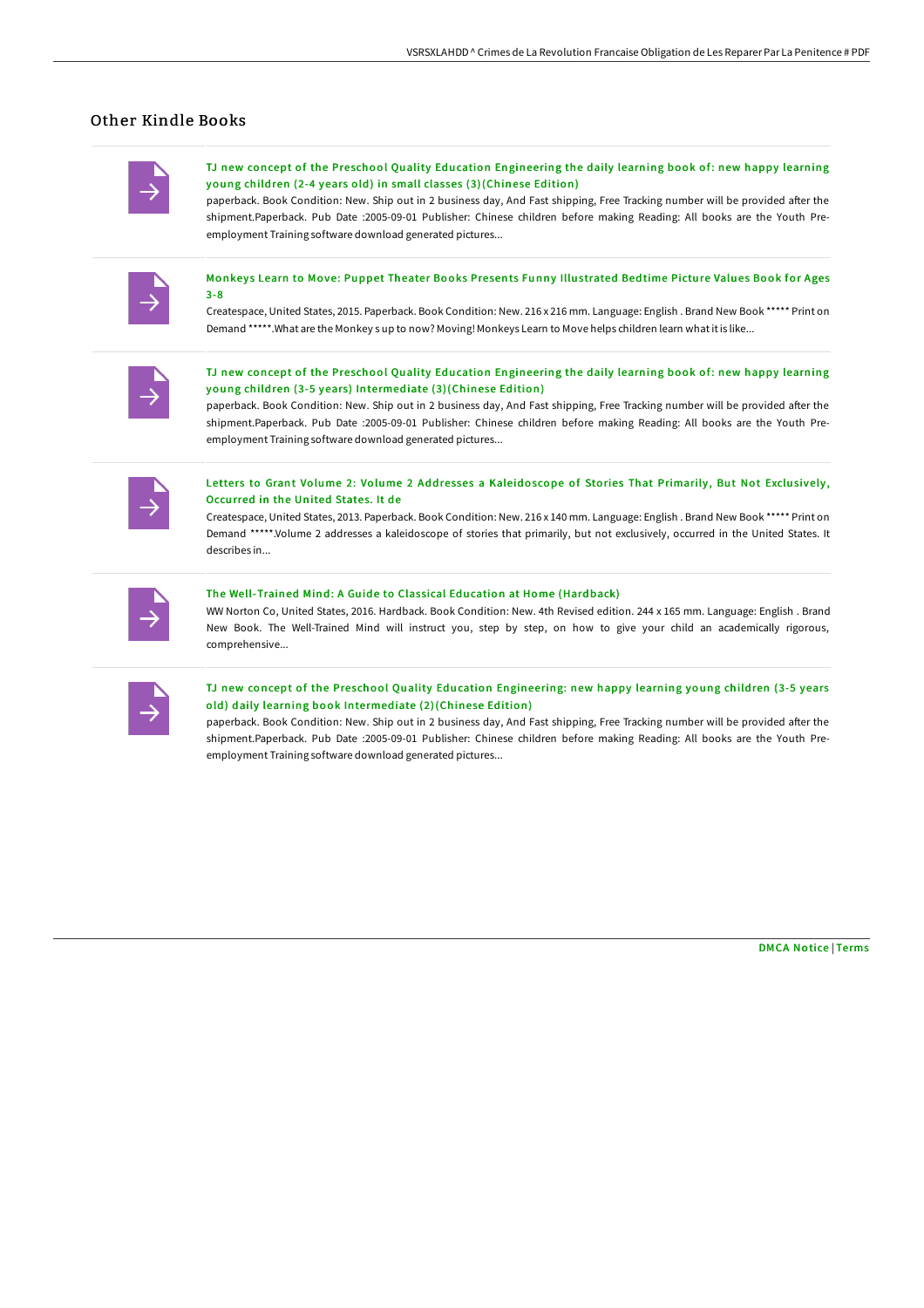## Other Kindle Books

**TJ new concept of the Preschool Quality Education Engineering the daily learning book of: new happy learning young children (2-4 years old) in small classes (3)(Chinese Edition)**

paperback. Book Condition: New. Ship out in 2 business day, And Fast shipping, Free Tracking number will be provided after the shipment.Paperback. Pub Date :2005-09-01 Publisher: Chinese children before making Reading: All books are the Youth Pre-employment Training software download generated pictures...

**Monkeys Learn to Move: Puppet Theater Books Presents Funny Illustrated Bedtime Picture Values Book for Ages 3-8**

Createspace, United States, 2015. Paperback. Book Condition: New. 216 x 216 mm. Language: English . Brand New Book ***** Print on Demand *****.What are the Monkey s up to now? Moving! Monkeys Learn to Move helps children learn what it is like...

**TJ new concept of the Preschool Quality Education Engineering the daily learning book of: new happy learning young children (3-5 years) Intermediate (3)(Chinese Edition)**

paperback. Book Condition: New. Ship out in 2 business day, And Fast shipping, Free Tracking number will be provided after the shipment.Paperback. Pub Date :2005-09-01 Publisher: Chinese children before making Reading: All books are the Youth Pre-employment Training software download generated pictures...

**Letters to Grant Volume 2: Volume 2 Addresses a Kaleidoscope of Stories That Primarily, But Not Exclusively, Occurred in the United States. It de**

Createspace, United States, 2013. Paperback. Book Condition: New. 216 x 140 mm. Language: English . Brand New Book ***** Print on Demand *****.Volume 2 addresses a kaleidoscope of stories that primarily, but not exclusively, occurred in the United States. It describes in...

**The Well-Trained Mind: A Guide to Classical Education at Home (Hardback)**

WW Norton Co, United States, 2016. Hardback. Book Condition: New. 4th Revised edition. 244 x 165 mm. Language: English . Brand New Book. The Well-Trained Mind will instruct you, step by step, on how to give your child an academically rigorous, comprehensive...

**TJ new concept of the Preschool Quality Education Engineering: new happy learning young children (3-5 years old) daily learning book Intermediate (2)(Chinese Edition)**

paperback. Book Condition: New. Ship out in 2 business day, And Fast shipping, Free Tracking number will be provided after the shipment.Paperback. Pub Date :2005-09-01 Publisher: Chinese children before making Reading: All books are the Youth Pre-employment Training software download generated pictures...